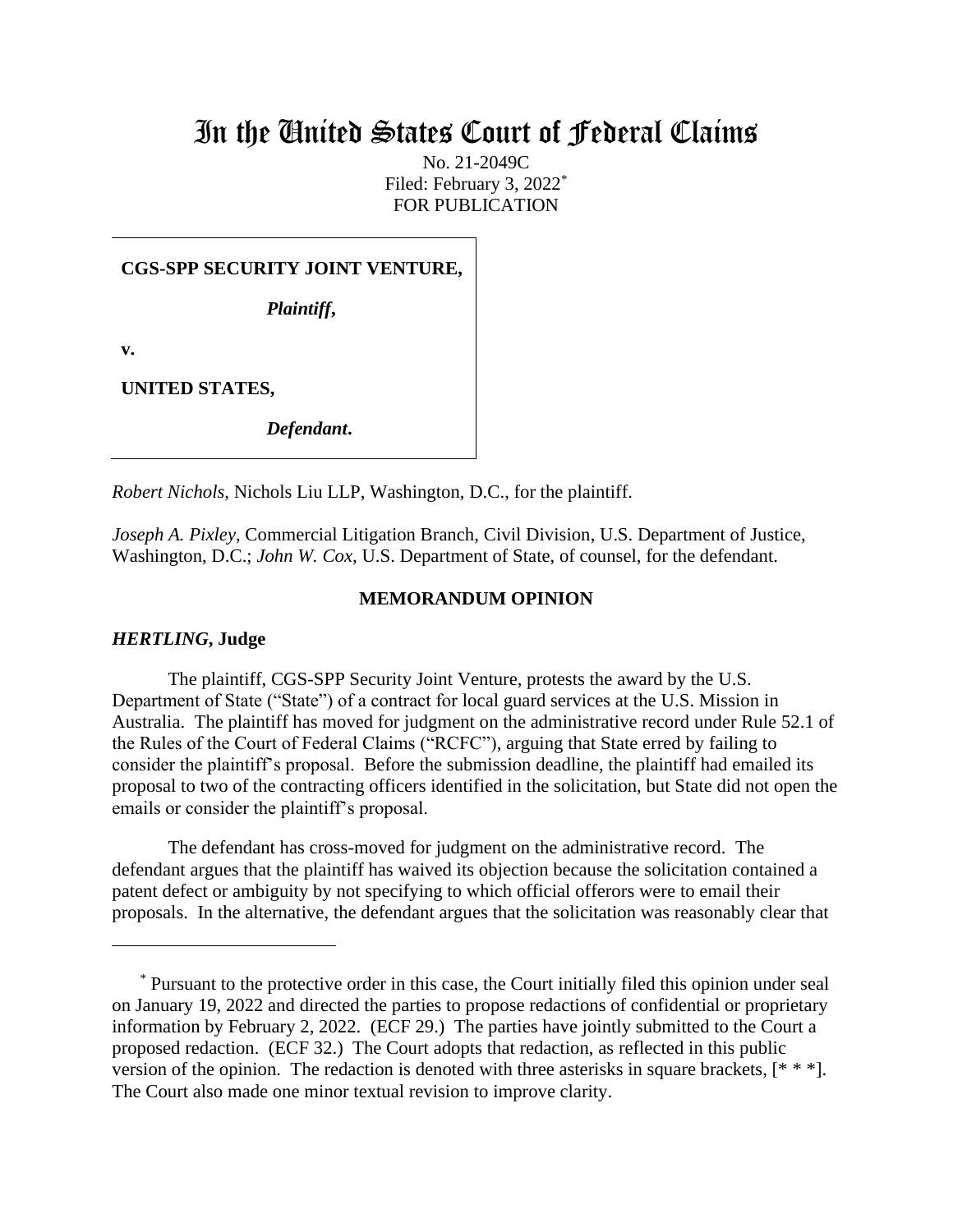# In the United States Court of Federal Claims

No. 21-2049C
Filed: February 3, 2022*
FOR PUBLICATION

**CGS-SPP SECURITY JOINT VENTURE,**

***Plaintiff*,**

**v.**

**UNITED STATES,**

***Defendant*.**

*Robert Nichols*, Nichols Liu LLP, Washington, D.C., for the plaintiff.

*Joseph A. Pixley*, Commercial Litigation Branch, Civil Division, U.S. Department of Justice, Washington, D.C.; *John W. Cox*, U.S. Department of State, of counsel, for the defendant.

## MEMORANDUM OPINION

***HERTLING*, Judge**

The plaintiff, CGS-SPP Security Joint Venture, protests the award by the U.S. Department of State ("State") of a contract for local guard services at the U.S. Mission in Australia. The plaintiff has moved for judgment on the administrative record under Rule 52.1 of the Rules of the Court of Federal Claims ("RCFC"), arguing that State erred by failing to consider the plaintiff's proposal. Before the submission deadline, the plaintiff had emailed its proposal to two of the contracting officers identified in the solicitation, but State did not open the emails or consider the plaintiff's proposal.

The defendant has cross-moved for judgment on the administrative record. The defendant argues that the plaintiff has waived its objection because the solicitation contained a patent defect or ambiguity by not specifying to which official offerors were to email their proposals. In the alternative, the defendant argues that the solicitation was reasonably clear that

---

* Pursuant to the protective order in this case, the Court initially filed this opinion under seal on January 19, 2022 and directed the parties to propose redactions of confidential or proprietary information by February 2, 2022. (ECF 29.) The parties have jointly submitted to the Court a proposed redaction. (ECF 32.) The Court adopts that redaction, as reflected in this public version of the opinion. The redaction is denoted with three asterisks in square brackets, [* * *]. The Court also made one minor textual revision to improve clarity.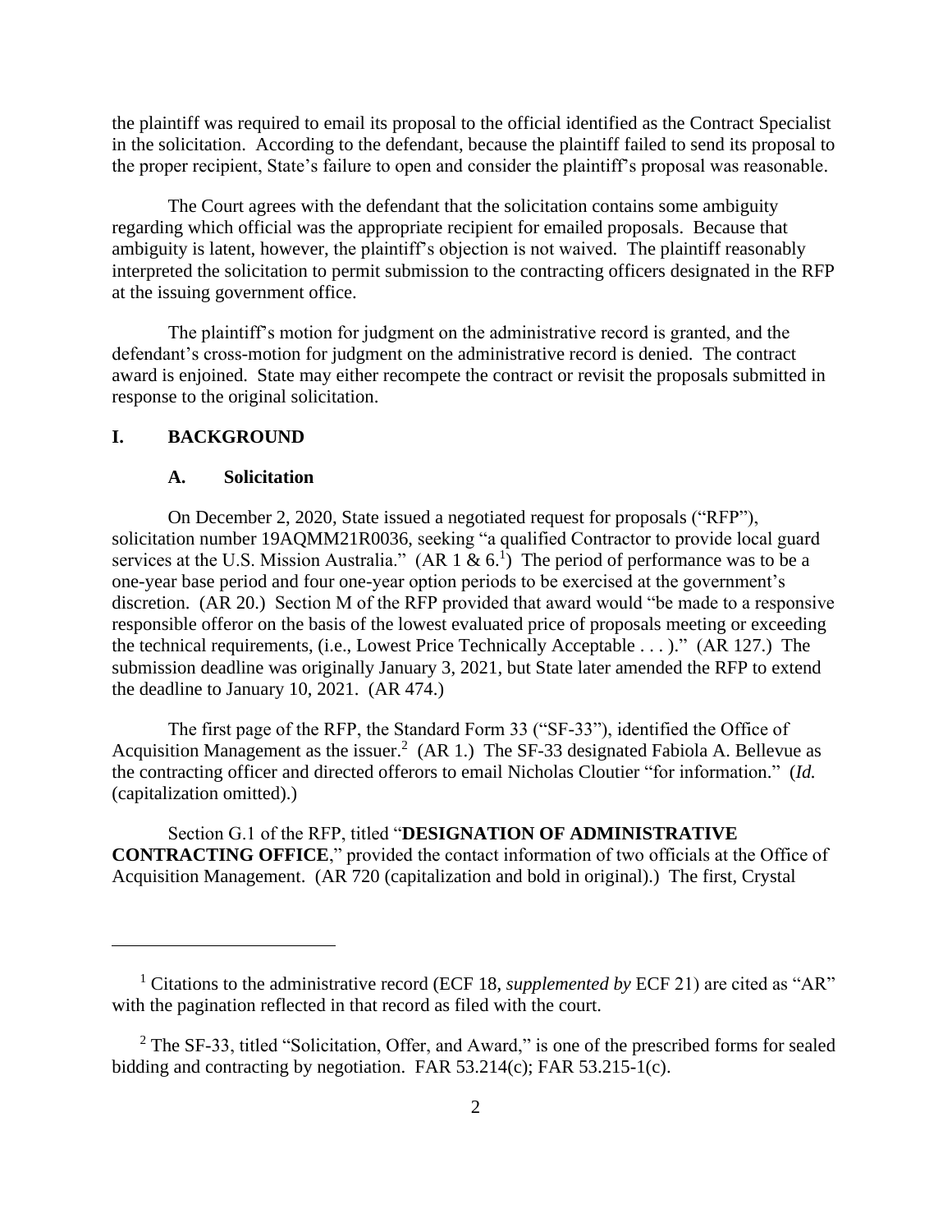the plaintiff was required to email its proposal to the official identified as the Contract Specialist in the solicitation. According to the defendant, because the plaintiff failed to send its proposal to the proper recipient, State's failure to open and consider the plaintiff's proposal was reasonable.

The Court agrees with the defendant that the solicitation contains some ambiguity regarding which official was the appropriate recipient for emailed proposals. Because that ambiguity is latent, however, the plaintiff's objection is not waived. The plaintiff reasonably interpreted the solicitation to permit submission to the contracting officers designated in the RFP at the issuing government office.

The plaintiff's motion for judgment on the administrative record is granted, and the defendant's cross-motion for judgment on the administrative record is denied. The contract award is enjoined. State may either recompete the contract or revisit the proposals submitted in response to the original solicitation.

## I. BACKGROUND

### A. Solicitation

On December 2, 2020, State issued a negotiated request for proposals ("RFP"), solicitation number 19AQMM21R0036, seeking "a qualified Contractor to provide local guard services at the U.S. Mission Australia." (AR 1 & 6.[1]) The period of performance was to be a one-year base period and four one-year option periods to be exercised at the government's discretion. (AR 20.) Section M of the RFP provided that award would "be made to a responsive responsible offeror on the basis of the lowest evaluated price of proposals meeting or exceeding the technical requirements, (i.e., Lowest Price Technically Acceptable . . . )." (AR 127.) The submission deadline was originally January 3, 2021, but State later amended the RFP to extend the deadline to January 10, 2021. (AR 474.)

The first page of the RFP, the Standard Form 33 ("SF-33"), identified the Office of Acquisition Management as the issuer.[2] (AR 1.) The SF-33 designated Fabiola A. Bellevue as the contracting officer and directed offerors to email Nicholas Cloutier "for information." (*Id.* (capitalization omitted).)

Section G.1 of the RFP, titled "**DESIGNATION OF ADMINISTRATIVE CONTRACTING OFFICE**," provided the contact information of two officials at the Office of Acquisition Management. (AR 720 (capitalization and bold in original).) The first, Crystal

---

[1] Citations to the administrative record (ECF 18, *supplemented by* ECF 21) are cited as "AR" with the pagination reflected in that record as filed with the court.

[2] The SF-33, titled "Solicitation, Offer, and Award," is one of the prescribed forms for sealed bidding and contracting by negotiation. FAR 53.214(c); FAR 53.215-1(c).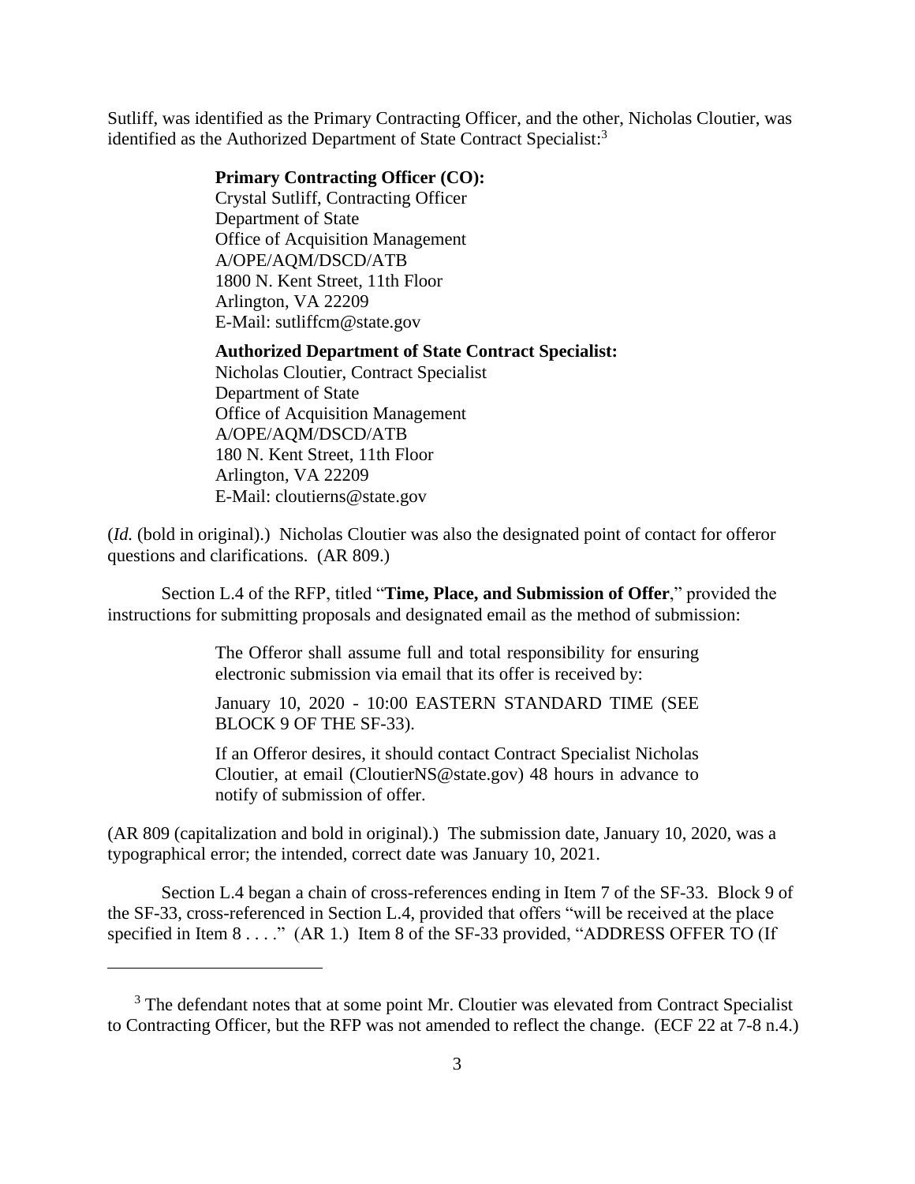Sutliff, was identified as the Primary Contracting Officer, and the other, Nicholas Cloutier, was identified as the Authorized Department of State Contract Specialist:[3]

> **Primary Contracting Officer (CO):**
> Crystal Sutliff, Contracting Officer
> Department of State
> Office of Acquisition Management
> A/OPE/AQM/DSCD/ATB
> 1800 N. Kent Street, 11th Floor
> Arlington, VA 22209
> E-Mail: sutliffcm@state.gov
>
> **Authorized Department of State Contract Specialist:**
> Nicholas Cloutier, Contract Specialist
> Department of State
> Office of Acquisition Management
> A/OPE/AQM/DSCD/ATB
> 180 N. Kent Street, 11th Floor
> Arlington, VA 22209
> E-Mail: cloutierns@state.gov

(*Id.* (bold in original).) Nicholas Cloutier was also the designated point of contact for offeror questions and clarifications. (AR 809.)

Section L.4 of the RFP, titled "**Time, Place, and Submission of Offer**," provided the instructions for submitting proposals and designated email as the method of submission:

> The Offeror shall assume full and total responsibility for ensuring electronic submission via email that its offer is received by:
>
> January 10, 2020 - 10:00 EASTERN STANDARD TIME (SEE BLOCK 9 OF THE SF-33).
>
> If an Offeror desires, it should contact Contract Specialist Nicholas Cloutier, at email (CloutierNS@state.gov) 48 hours in advance to notify of submission of offer.

(AR 809 (capitalization and bold in original).) The submission date, January 10, 2020, was a typographical error; the intended, correct date was January 10, 2021.

Section L.4 began a chain of cross-references ending in Item 7 of the SF-33. Block 9 of the SF-33, cross-referenced in Section L.4, provided that offers "will be received at the place specified in Item 8 . . . ." (AR 1.) Item 8 of the SF-33 provided, "ADDRESS OFFER TO (If

[3] The defendant notes that at some point Mr. Cloutier was elevated from Contract Specialist to Contracting Officer, but the RFP was not amended to reflect the change. (ECF 22 at 7-8 n.4.)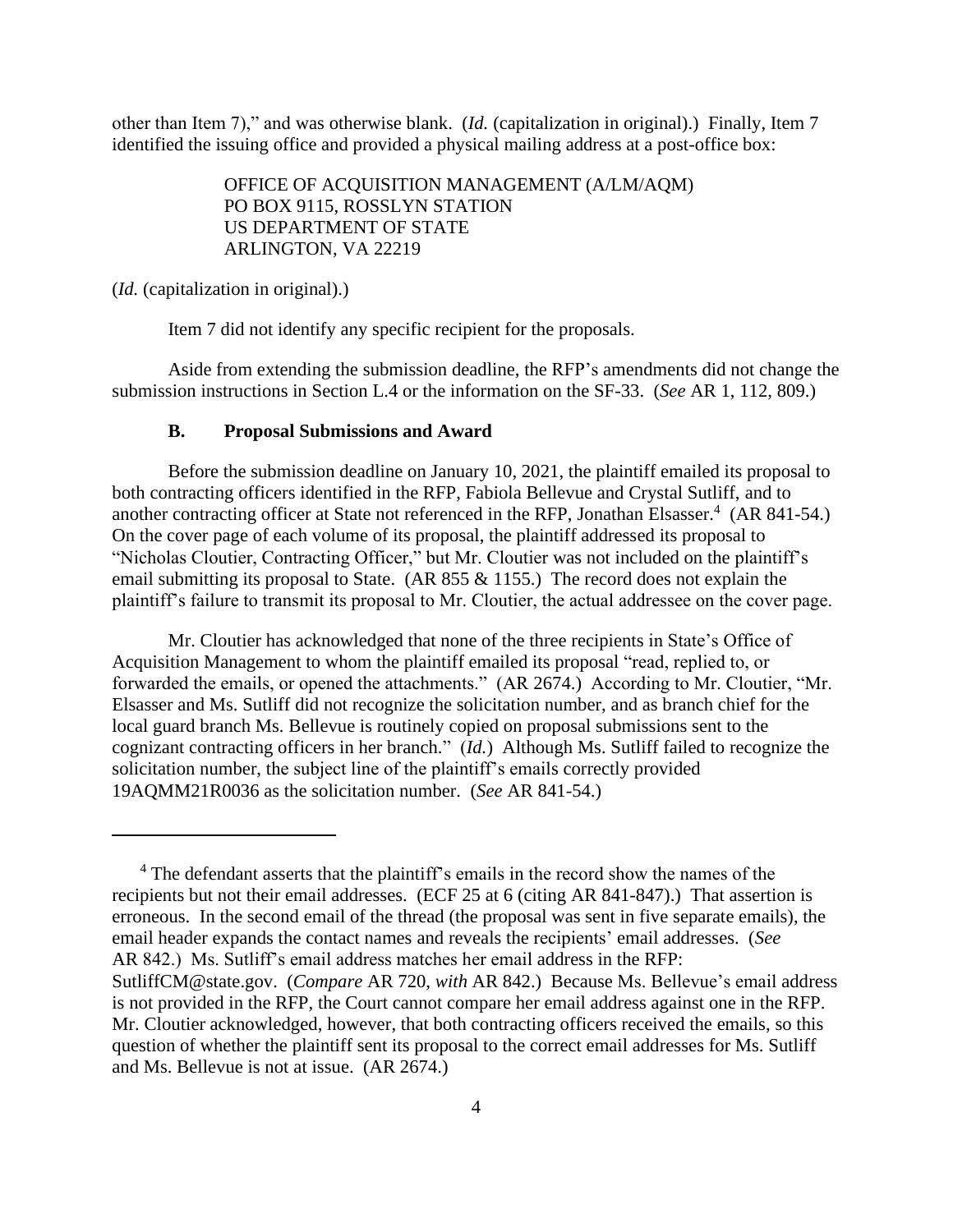other than Item 7)," and was otherwise blank. (*Id.* (capitalization in original).) Finally, Item 7 identified the issuing office and provided a physical mailing address at a post-office box:

> OFFICE OF ACQUISITION MANAGEMENT (A/LM/AQM)
> PO BOX 9115, ROSSLYN STATION
> US DEPARTMENT OF STATE
> ARLINGTON, VA 22219

(*Id.* (capitalization in original).)

Item 7 did not identify any specific recipient for the proposals.

Aside from extending the submission deadline, the RFP's amendments did not change the submission instructions in Section L.4 or the information on the SF-33. (*See* AR 1, 112, 809.)

### B. Proposal Submissions and Award

Before the submission deadline on January 10, 2021, the plaintiff emailed its proposal to both contracting officers identified in the RFP, Fabiola Bellevue and Crystal Sutliff, and to another contracting officer at State not referenced in the RFP, Jonathan Elsasser.[4] (AR 841-54.) On the cover page of each volume of its proposal, the plaintiff addressed its proposal to "Nicholas Cloutier, Contracting Officer," but Mr. Cloutier was not included on the plaintiff's email submitting its proposal to State. (AR 855 & 1155.) The record does not explain the plaintiff's failure to transmit its proposal to Mr. Cloutier, the actual addressee on the cover page.

Mr. Cloutier has acknowledged that none of the three recipients in State's Office of Acquisition Management to whom the plaintiff emailed its proposal "read, replied to, or forwarded the emails, or opened the attachments." (AR 2674.) According to Mr. Cloutier, "Mr. Elsasser and Ms. Sutliff did not recognize the solicitation number, and as branch chief for the local guard branch Ms. Bellevue is routinely copied on proposal submissions sent to the cognizant contracting officers in her branch." (*Id.*) Although Ms. Sutliff failed to recognize the solicitation number, the subject line of the plaintiff's emails correctly provided 19AQMM21R0036 as the solicitation number. (*See* AR 841-54.)

---

[4] The defendant asserts that the plaintiff's emails in the record show the names of the recipients but not their email addresses. (ECF 25 at 6 (citing AR 841-847).) That assertion is erroneous. In the second email of the thread (the proposal was sent in five separate emails), the email header expands the contact names and reveals the recipients' email addresses. (*See* AR 842.) Ms. Sutliff's email address matches her email address in the RFP: SutliffCM@state.gov. (*Compare* AR 720, *with* AR 842.) Because Ms. Bellevue's email address is not provided in the RFP, the Court cannot compare her email address against one in the RFP. Mr. Cloutier acknowledged, however, that both contracting officers received the emails, so this question of whether the plaintiff sent its proposal to the correct email addresses for Ms. Sutliff and Ms. Bellevue is not at issue. (AR 2674.)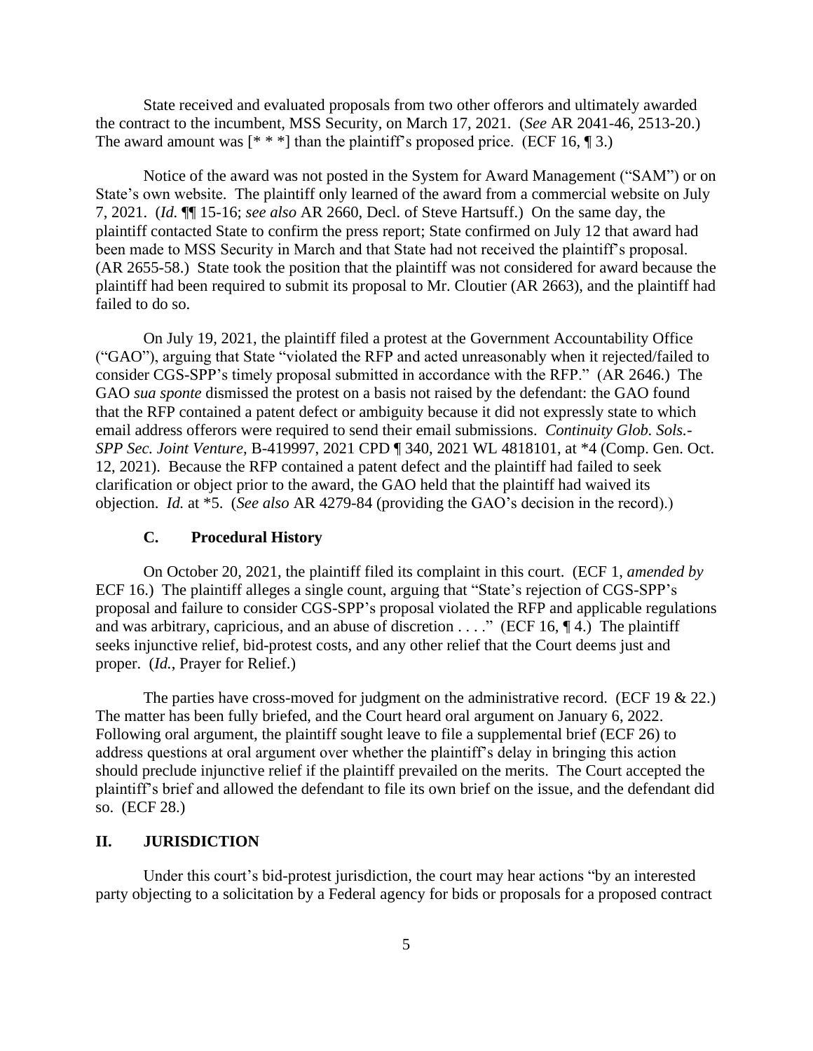State received and evaluated proposals from two other offerors and ultimately awarded the contract to the incumbent, MSS Security, on March 17, 2021. (*See* AR 2041-46, 2513-20.) The award amount was [* * *] than the plaintiff's proposed price. (ECF 16, ¶ 3.)

Notice of the award was not posted in the System for Award Management ("SAM") or on State's own website. The plaintiff only learned of the award from a commercial website on July 7, 2021. (*Id.* ¶¶ 15-16; *see also* AR 2660, Decl. of Steve Hartsuff.) On the same day, the plaintiff contacted State to confirm the press report; State confirmed on July 12 that award had been made to MSS Security in March and that State had not received the plaintiff's proposal. (AR 2655-58.) State took the position that the plaintiff was not considered for award because the plaintiff had been required to submit its proposal to Mr. Cloutier (AR 2663), and the plaintiff had failed to do so.

On July 19, 2021, the plaintiff filed a protest at the Government Accountability Office ("GAO"), arguing that State "violated the RFP and acted unreasonably when it rejected/failed to consider CGS-SPP's timely proposal submitted in accordance with the RFP." (AR 2646.) The GAO *sua sponte* dismissed the protest on a basis not raised by the defendant: the GAO found that the RFP contained a patent defect or ambiguity because it did not expressly state to which email address offerors were required to send their email submissions. *Continuity Glob. Sols.-SPP Sec. Joint Venture*, B-419997, 2021 CPD ¶ 340, 2021 WL 4818101, at *4 (Comp. Gen. Oct. 12, 2021). Because the RFP contained a patent defect and the plaintiff had failed to seek clarification or object prior to the award, the GAO held that the plaintiff had waived its objection. *Id.* at *5. (*See also* AR 4279-84 (providing the GAO's decision in the record).)

### C. Procedural History

On October 20, 2021, the plaintiff filed its complaint in this court. (ECF 1, *amended by* ECF 16.) The plaintiff alleges a single count, arguing that "State's rejection of CGS-SPP's proposal and failure to consider CGS-SPP's proposal violated the RFP and applicable regulations and was arbitrary, capricious, and an abuse of discretion . . . ." (ECF 16, ¶ 4.) The plaintiff seeks injunctive relief, bid-protest costs, and any other relief that the Court deems just and proper. (*Id.*, Prayer for Relief.)

The parties have cross-moved for judgment on the administrative record. (ECF 19 & 22.) The matter has been fully briefed, and the Court heard oral argument on January 6, 2022. Following oral argument, the plaintiff sought leave to file a supplemental brief (ECF 26) to address questions at oral argument over whether the plaintiff's delay in bringing this action should preclude injunctive relief if the plaintiff prevailed on the merits. The Court accepted the plaintiff's brief and allowed the defendant to file its own brief on the issue, and the defendant did so. (ECF 28.)

## II. JURISDICTION

Under this court's bid-protest jurisdiction, the court may hear actions "by an interested party objecting to a solicitation by a Federal agency for bids or proposals for a proposed contract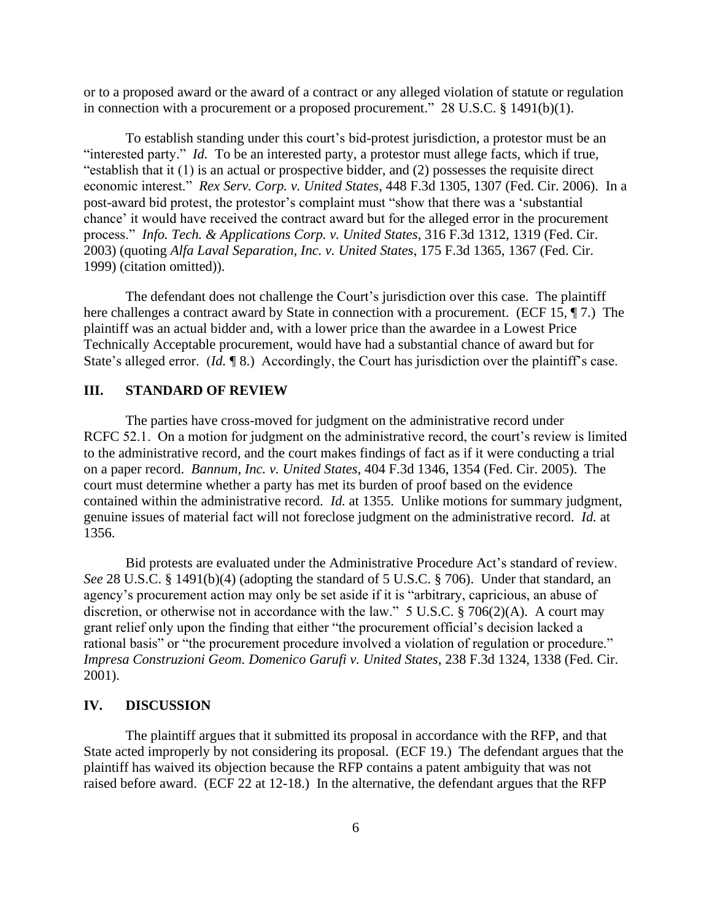or to a proposed award or the award of a contract or any alleged violation of statute or regulation in connection with a procurement or a proposed procurement." 28 U.S.C. § 1491(b)(1).

To establish standing under this court's bid-protest jurisdiction, a protestor must be an "interested party." *Id.* To be an interested party, a protestor must allege facts, which if true, "establish that it (1) is an actual or prospective bidder, and (2) possesses the requisite direct economic interest." *Rex Serv. Corp. v. United States*, 448 F.3d 1305, 1307 (Fed. Cir. 2006). In a post-award bid protest, the protestor's complaint must "show that there was a 'substantial chance' it would have received the contract award but for the alleged error in the procurement process." *Info. Tech. & Applications Corp. v. United States*, 316 F.3d 1312, 1319 (Fed. Cir. 2003) (quoting *Alfa Laval Separation, Inc. v. United States*, 175 F.3d 1365, 1367 (Fed. Cir. 1999) (citation omitted)).

The defendant does not challenge the Court's jurisdiction over this case. The plaintiff here challenges a contract award by State in connection with a procurement. (ECF 15, ¶ 7.) The plaintiff was an actual bidder and, with a lower price than the awardee in a Lowest Price Technically Acceptable procurement, would have had a substantial chance of award but for State's alleged error. (*Id.* ¶ 8.) Accordingly, the Court has jurisdiction over the plaintiff's case.

## III. STANDARD OF REVIEW

The parties have cross-moved for judgment on the administrative record under RCFC 52.1. On a motion for judgment on the administrative record, the court's review is limited to the administrative record, and the court makes findings of fact as if it were conducting a trial on a paper record. *Bannum, Inc. v. United States*, 404 F.3d 1346, 1354 (Fed. Cir. 2005). The court must determine whether a party has met its burden of proof based on the evidence contained within the administrative record. *Id.* at 1355. Unlike motions for summary judgment, genuine issues of material fact will not foreclose judgment on the administrative record. *Id.* at 1356.

Bid protests are evaluated under the Administrative Procedure Act's standard of review. *See* 28 U.S.C. § 1491(b)(4) (adopting the standard of 5 U.S.C. § 706). Under that standard, an agency's procurement action may only be set aside if it is "arbitrary, capricious, an abuse of discretion, or otherwise not in accordance with the law." 5 U.S.C. § 706(2)(A). A court may grant relief only upon the finding that either "the procurement official's decision lacked a rational basis" or "the procurement procedure involved a violation of regulation or procedure." *Impresa Construzioni Geom. Domenico Garufi v. United States*, 238 F.3d 1324, 1338 (Fed. Cir. 2001).

## IV. DISCUSSION

The plaintiff argues that it submitted its proposal in accordance with the RFP, and that State acted improperly by not considering its proposal. (ECF 19.) The defendant argues that the plaintiff has waived its objection because the RFP contains a patent ambiguity that was not raised before award. (ECF 22 at 12-18.) In the alternative, the defendant argues that the RFP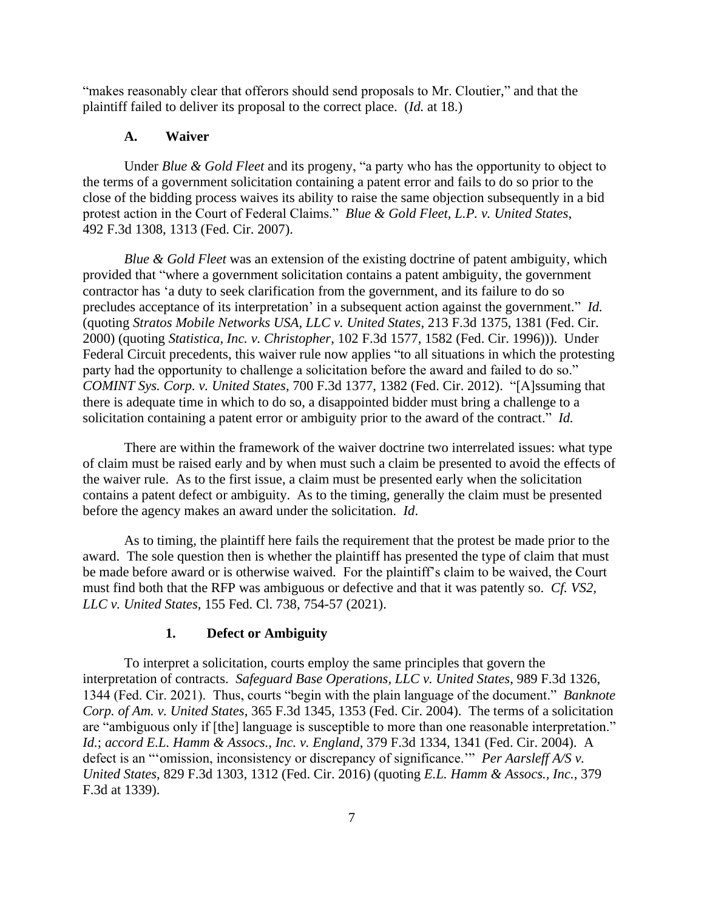"makes reasonably clear that offerors should send proposals to Mr. Cloutier," and that the plaintiff failed to deliver its proposal to the correct place. (*Id.* at 18.)

### A. Waiver

Under *Blue & Gold Fleet* and its progeny, "a party who has the opportunity to object to the terms of a government solicitation containing a patent error and fails to do so prior to the close of the bidding process waives its ability to raise the same objection subsequently in a bid protest action in the Court of Federal Claims." *Blue & Gold Fleet, L.P. v. United States*, 492 F.3d 1308, 1313 (Fed. Cir. 2007).

*Blue & Gold Fleet* was an extension of the existing doctrine of patent ambiguity, which provided that "where a government solicitation contains a patent ambiguity, the government contractor has 'a duty to seek clarification from the government, and its failure to do so precludes acceptance of its interpretation' in a subsequent action against the government." *Id.* (quoting *Stratos Mobile Networks USA, LLC v. United States*, 213 F.3d 1375, 1381 (Fed. Cir. 2000) (quoting *Statistica, Inc. v. Christopher*, 102 F.3d 1577, 1582 (Fed. Cir. 1996))). Under Federal Circuit precedents, this waiver rule now applies "to all situations in which the protesting party had the opportunity to challenge a solicitation before the award and failed to do so." *COMINT Sys. Corp. v. United States*, 700 F.3d 1377, 1382 (Fed. Cir. 2012). "[A]ssuming that there is adequate time in which to do so, a disappointed bidder must bring a challenge to a solicitation containing a patent error or ambiguity prior to the award of the contract." *Id.*

There are within the framework of the waiver doctrine two interrelated issues: what type of claim must be raised early and by when must such a claim be presented to avoid the effects of the waiver rule. As to the first issue, a claim must be presented early when the solicitation contains a patent defect or ambiguity. As to the timing, generally the claim must be presented before the agency makes an award under the solicitation. *Id*.

As to timing, the plaintiff here fails the requirement that the protest be made prior to the award. The sole question then is whether the plaintiff has presented the type of claim that must be made before award or is otherwise waived. For the plaintiff's claim to be waived, the Court must find both that the RFP was ambiguous or defective and that it was patently so. *Cf. VS2, LLC v. United States*, 155 Fed. Cl. 738, 754-57 (2021).

#### 1. Defect or Ambiguity

To interpret a solicitation, courts employ the same principles that govern the interpretation of contracts. *Safeguard Base Operations, LLC v. United States*, 989 F.3d 1326, 1344 (Fed. Cir. 2021). Thus, courts "begin with the plain language of the document." *Banknote Corp. of Am. v. United States*, 365 F.3d 1345, 1353 (Fed. Cir. 2004). The terms of a solicitation are "ambiguous only if [the] language is susceptible to more than one reasonable interpretation." *Id.*; *accord E.L. Hamm & Assocs., Inc. v. England*, 379 F.3d 1334, 1341 (Fed. Cir. 2004). A defect is an "'omission, inconsistency or discrepancy of significance.'" *Per Aarsleff A/S v. United States*, 829 F.3d 1303, 1312 (Fed. Cir. 2016) (quoting *E.L. Hamm & Assocs., Inc.*, 379 F.3d at 1339).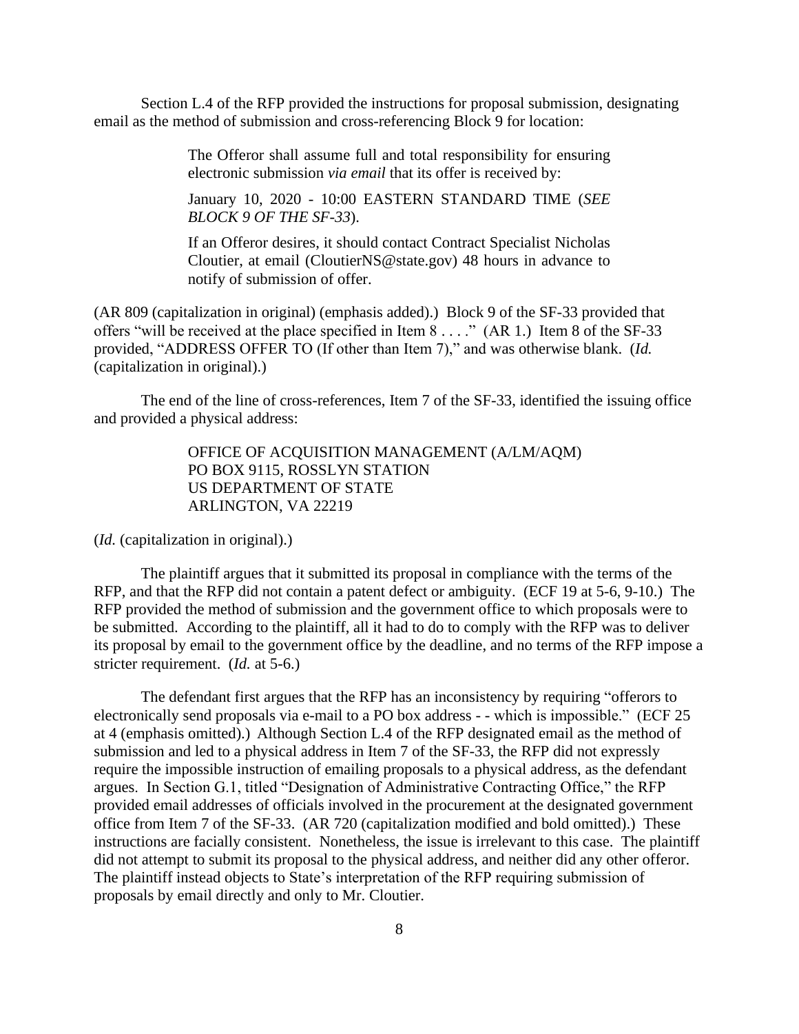Section L.4 of the RFP provided the instructions for proposal submission, designating email as the method of submission and cross-referencing Block 9 for location:

> The Offeror shall assume full and total responsibility for ensuring electronic submission *via email* that its offer is received by:
>
> January 10, 2020 - 10:00 EASTERN STANDARD TIME (*SEE BLOCK 9 OF THE SF-33*).
>
> If an Offeror desires, it should contact Contract Specialist Nicholas Cloutier, at email (CloutierNS@state.gov) 48 hours in advance to notify of submission of offer.

(AR 809 (capitalization in original) (emphasis added).) Block 9 of the SF-33 provided that offers "will be received at the place specified in Item 8 . . . ." (AR 1.) Item 8 of the SF-33 provided, "ADDRESS OFFER TO (If other than Item 7)," and was otherwise blank. (*Id.* (capitalization in original).)

The end of the line of cross-references, Item 7 of the SF-33, identified the issuing office and provided a physical address:

> OFFICE OF ACQUISITION MANAGEMENT (A/LM/AQM)
> PO BOX 9115, ROSSLYN STATION
> US DEPARTMENT OF STATE
> ARLINGTON, VA 22219

(*Id.* (capitalization in original).)

The plaintiff argues that it submitted its proposal in compliance with the terms of the RFP, and that the RFP did not contain a patent defect or ambiguity. (ECF 19 at 5-6, 9-10.) The RFP provided the method of submission and the government office to which proposals were to be submitted. According to the plaintiff, all it had to do to comply with the RFP was to deliver its proposal by email to the government office by the deadline, and no terms of the RFP impose a stricter requirement. (*Id.* at 5-6.)

The defendant first argues that the RFP has an inconsistency by requiring "offerors to electronically send proposals via e-mail to a PO box address - - which is impossible." (ECF 25 at 4 (emphasis omitted).) Although Section L.4 of the RFP designated email as the method of submission and led to a physical address in Item 7 of the SF-33, the RFP did not expressly require the impossible instruction of emailing proposals to a physical address, as the defendant argues. In Section G.1, titled "Designation of Administrative Contracting Office," the RFP provided email addresses of officials involved in the procurement at the designated government office from Item 7 of the SF-33. (AR 720 (capitalization modified and bold omitted).) These instructions are facially consistent. Nonetheless, the issue is irrelevant to this case. The plaintiff did not attempt to submit its proposal to the physical address, and neither did any other offeror. The plaintiff instead objects to State's interpretation of the RFP requiring submission of proposals by email directly and only to Mr. Cloutier.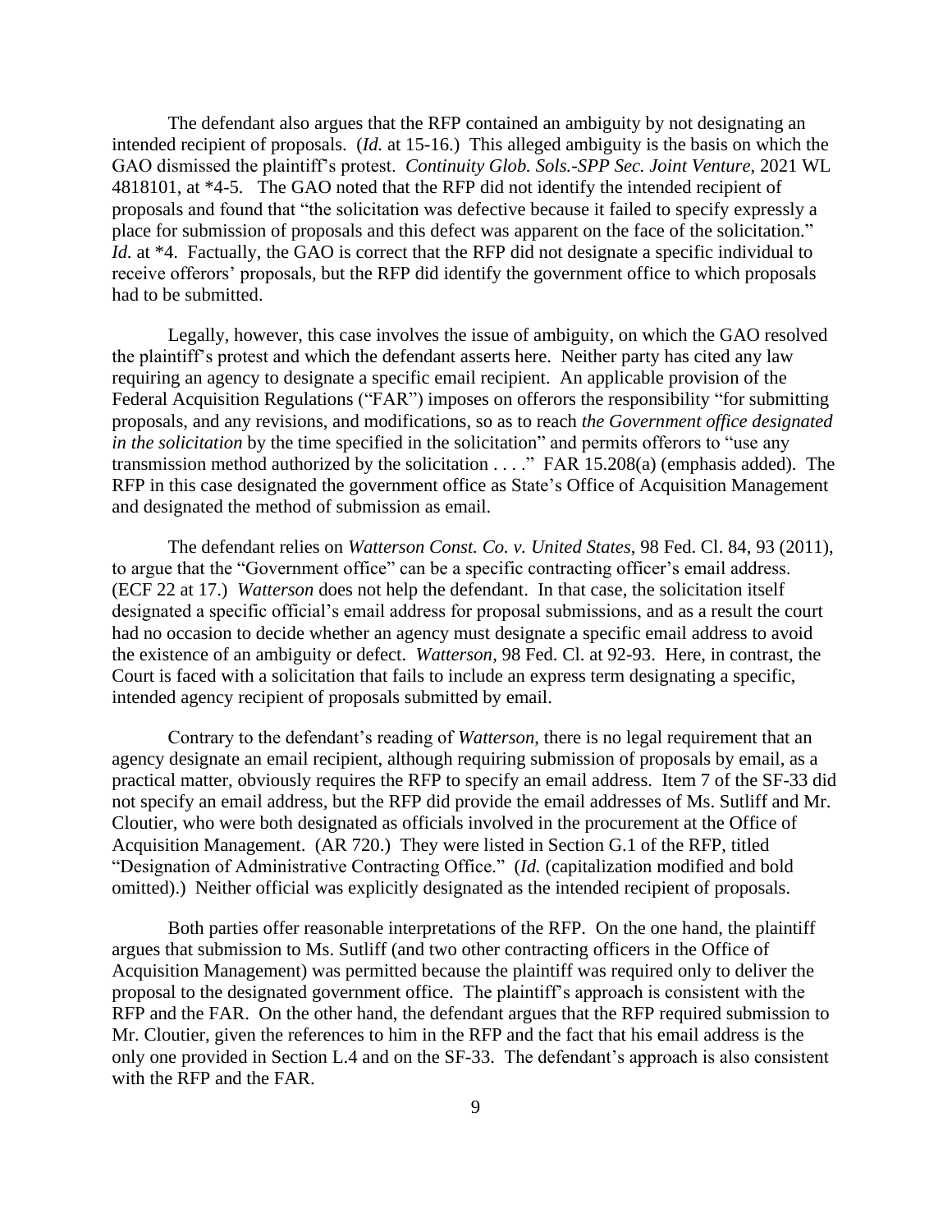The defendant also argues that the RFP contained an ambiguity by not designating an intended recipient of proposals. (*Id.* at 15-16.) This alleged ambiguity is the basis on which the GAO dismissed the plaintiff's protest. *Continuity Glob. Sols.-SPP Sec. Joint Venture*, 2021 WL 4818101, at *4-5. The GAO noted that the RFP did not identify the intended recipient of proposals and found that "the solicitation was defective because it failed to specify expressly a place for submission of proposals and this defect was apparent on the face of the solicitation." *Id.* at *4. Factually, the GAO is correct that the RFP did not designate a specific individual to receive offerors' proposals, but the RFP did identify the government office to which proposals had to be submitted.

Legally, however, this case involves the issue of ambiguity, on which the GAO resolved the plaintiff's protest and which the defendant asserts here. Neither party has cited any law requiring an agency to designate a specific email recipient. An applicable provision of the Federal Acquisition Regulations ("FAR") imposes on offerors the responsibility "for submitting proposals, and any revisions, and modifications, so as to reach *the Government office designated in the solicitation* by the time specified in the solicitation" and permits offerors to "use any transmission method authorized by the solicitation . . . ." FAR 15.208(a) (emphasis added). The RFP in this case designated the government office as State's Office of Acquisition Management and designated the method of submission as email.

The defendant relies on *Watterson Const. Co. v. United States*, 98 Fed. Cl. 84, 93 (2011), to argue that the "Government office" can be a specific contracting officer's email address. (ECF 22 at 17.) *Watterson* does not help the defendant. In that case, the solicitation itself designated a specific official's email address for proposal submissions, and as a result the court had no occasion to decide whether an agency must designate a specific email address to avoid the existence of an ambiguity or defect. *Watterson*, 98 Fed. Cl. at 92-93. Here, in contrast, the Court is faced with a solicitation that fails to include an express term designating a specific, intended agency recipient of proposals submitted by email.

Contrary to the defendant's reading of *Watterson*, there is no legal requirement that an agency designate an email recipient, although requiring submission of proposals by email, as a practical matter, obviously requires the RFP to specify an email address. Item 7 of the SF-33 did not specify an email address, but the RFP did provide the email addresses of Ms. Sutliff and Mr. Cloutier, who were both designated as officials involved in the procurement at the Office of Acquisition Management. (AR 720.) They were listed in Section G.1 of the RFP, titled "Designation of Administrative Contracting Office." (*Id.* (capitalization modified and bold omitted).) Neither official was explicitly designated as the intended recipient of proposals.

Both parties offer reasonable interpretations of the RFP. On the one hand, the plaintiff argues that submission to Ms. Sutliff (and two other contracting officers in the Office of Acquisition Management) was permitted because the plaintiff was required only to deliver the proposal to the designated government office. The plaintiff's approach is consistent with the RFP and the FAR. On the other hand, the defendant argues that the RFP required submission to Mr. Cloutier, given the references to him in the RFP and the fact that his email address is the only one provided in Section L.4 and on the SF-33. The defendant's approach is also consistent with the RFP and the FAR.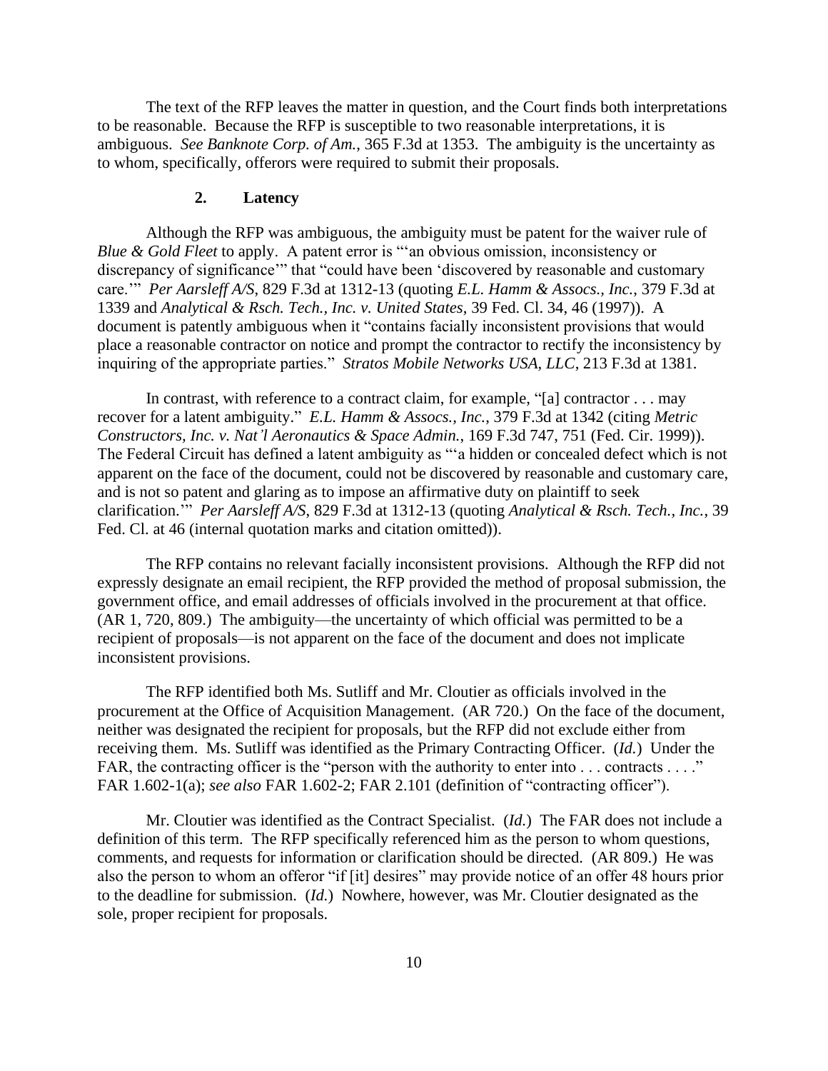The text of the RFP leaves the matter in question, and the Court finds both interpretations to be reasonable. Because the RFP is susceptible to two reasonable interpretations, it is ambiguous. *See Banknote Corp. of Am.*, 365 F.3d at 1353. The ambiguity is the uncertainty as to whom, specifically, offerors were required to submit their proposals.

### 2. Latency

Although the RFP was ambiguous, the ambiguity must be patent for the waiver rule of *Blue & Gold Fleet* to apply. A patent error is "'an obvious omission, inconsistency or discrepancy of significance'" that "could have been 'discovered by reasonable and customary care.'" *Per Aarsleff A/S*, 829 F.3d at 1312-13 (quoting *E.L. Hamm & Assocs., Inc.*, 379 F.3d at 1339 and *Analytical & Rsch. Tech., Inc. v. United States*, 39 Fed. Cl. 34, 46 (1997)). A document is patently ambiguous when it "contains facially inconsistent provisions that would place a reasonable contractor on notice and prompt the contractor to rectify the inconsistency by inquiring of the appropriate parties." *Stratos Mobile Networks USA, LLC*, 213 F.3d at 1381.

In contrast, with reference to a contract claim, for example, "[a] contractor . . . may recover for a latent ambiguity." *E.L. Hamm & Assocs., Inc.*, 379 F.3d at 1342 (citing *Metric Constructors, Inc. v. Nat'l Aeronautics & Space Admin.*, 169 F.3d 747, 751 (Fed. Cir. 1999)). The Federal Circuit has defined a latent ambiguity as "'a hidden or concealed defect which is not apparent on the face of the document, could not be discovered by reasonable and customary care, and is not so patent and glaring as to impose an affirmative duty on plaintiff to seek clarification.'" *Per Aarsleff A/S*, 829 F.3d at 1312-13 (quoting *Analytical & Rsch. Tech., Inc.*, 39 Fed. Cl. at 46 (internal quotation marks and citation omitted)).

The RFP contains no relevant facially inconsistent provisions. Although the RFP did not expressly designate an email recipient, the RFP provided the method of proposal submission, the government office, and email addresses of officials involved in the procurement at that office. (AR 1, 720, 809.) The ambiguity—the uncertainty of which official was permitted to be a recipient of proposals—is not apparent on the face of the document and does not implicate inconsistent provisions.

The RFP identified both Ms. Sutliff and Mr. Cloutier as officials involved in the procurement at the Office of Acquisition Management. (AR 720.) On the face of the document, neither was designated the recipient for proposals, but the RFP did not exclude either from receiving them. Ms. Sutliff was identified as the Primary Contracting Officer. (*Id.*) Under the FAR, the contracting officer is the "person with the authority to enter into . . . contracts . . . ." FAR 1.602-1(a); *see also* FAR 1.602-2; FAR 2.101 (definition of "contracting officer").

Mr. Cloutier was identified as the Contract Specialist. (*Id.*) The FAR does not include a definition of this term. The RFP specifically referenced him as the person to whom questions, comments, and requests for information or clarification should be directed. (AR 809.) He was also the person to whom an offeror "if [it] desires" may provide notice of an offer 48 hours prior to the deadline for submission. (*Id.*) Nowhere, however, was Mr. Cloutier designated as the sole, proper recipient for proposals.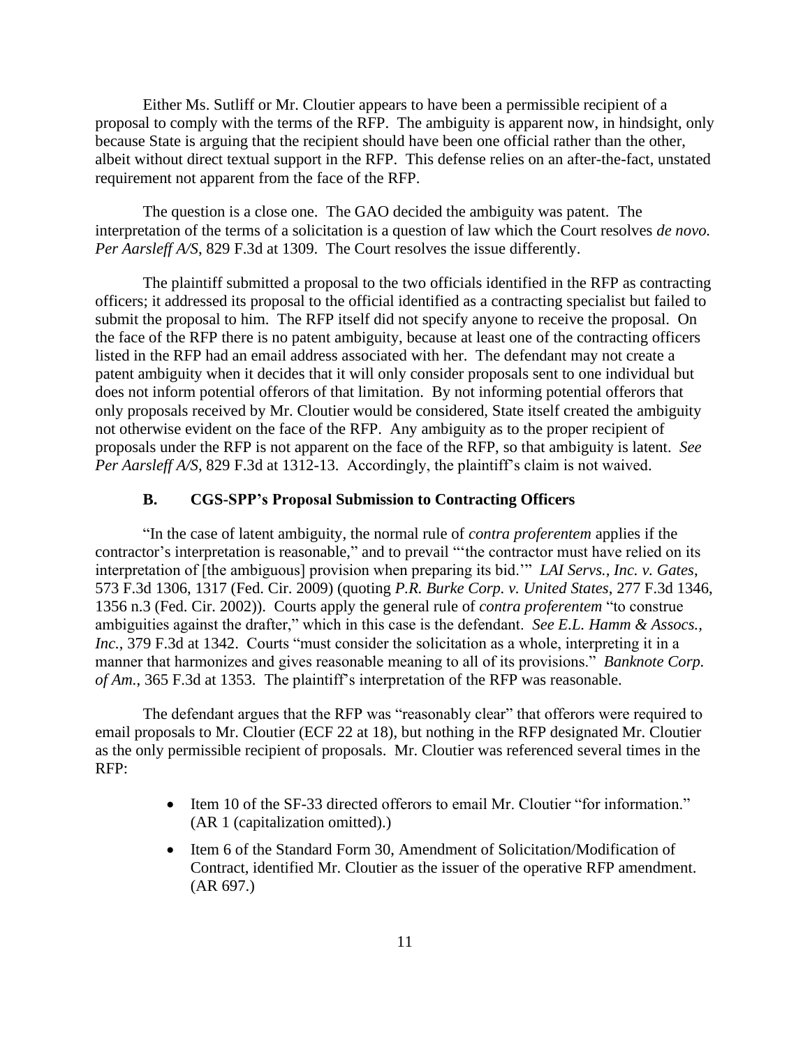Either Ms. Sutliff or Mr. Cloutier appears to have been a permissible recipient of a proposal to comply with the terms of the RFP. The ambiguity is apparent now, in hindsight, only because State is arguing that the recipient should have been one official rather than the other, albeit without direct textual support in the RFP. This defense relies on an after-the-fact, unstated requirement not apparent from the face of the RFP.

The question is a close one. The GAO decided the ambiguity was patent. The interpretation of the terms of a solicitation is a question of law which the Court resolves *de novo. Per Aarsleff A/S*, 829 F.3d at 1309. The Court resolves the issue differently.

The plaintiff submitted a proposal to the two officials identified in the RFP as contracting officers; it addressed its proposal to the official identified as a contracting specialist but failed to submit the proposal to him. The RFP itself did not specify anyone to receive the proposal. On the face of the RFP there is no patent ambiguity, because at least one of the contracting officers listed in the RFP had an email address associated with her. The defendant may not create a patent ambiguity when it decides that it will only consider proposals sent to one individual but does not inform potential offerors of that limitation. By not informing potential offerors that only proposals received by Mr. Cloutier would be considered, State itself created the ambiguity not otherwise evident on the face of the RFP. Any ambiguity as to the proper recipient of proposals under the RFP is not apparent on the face of the RFP, so that ambiguity is latent. *See Per Aarsleff A/S*, 829 F.3d at 1312-13. Accordingly, the plaintiff's claim is not waived.

### B. CGS-SPP's Proposal Submission to Contracting Officers

"In the case of latent ambiguity, the normal rule of *contra proferentem* applies if the contractor's interpretation is reasonable," and to prevail "'the contractor must have relied on its interpretation of [the ambiguous] provision when preparing its bid.'" *LAI Servs., Inc. v. Gates*, 573 F.3d 1306, 1317 (Fed. Cir. 2009) (quoting *P.R. Burke Corp. v. United States*, 277 F.3d 1346, 1356 n.3 (Fed. Cir. 2002)). Courts apply the general rule of *contra proferentem* "to construe ambiguities against the drafter," which in this case is the defendant. *See E.L. Hamm & Assocs., Inc.*, 379 F.3d at 1342. Courts "must consider the solicitation as a whole, interpreting it in a manner that harmonizes and gives reasonable meaning to all of its provisions." *Banknote Corp. of Am.*, 365 F.3d at 1353. The plaintiff's interpretation of the RFP was reasonable.

The defendant argues that the RFP was "reasonably clear" that offerors were required to email proposals to Mr. Cloutier (ECF 22 at 18), but nothing in the RFP designated Mr. Cloutier as the only permissible recipient of proposals. Mr. Cloutier was referenced several times in the RFP:

- Item 10 of the SF-33 directed offerors to email Mr. Cloutier "for information." (AR 1 (capitalization omitted).)
- Item 6 of the Standard Form 30, Amendment of Solicitation/Modification of Contract, identified Mr. Cloutier as the issuer of the operative RFP amendment. (AR 697.)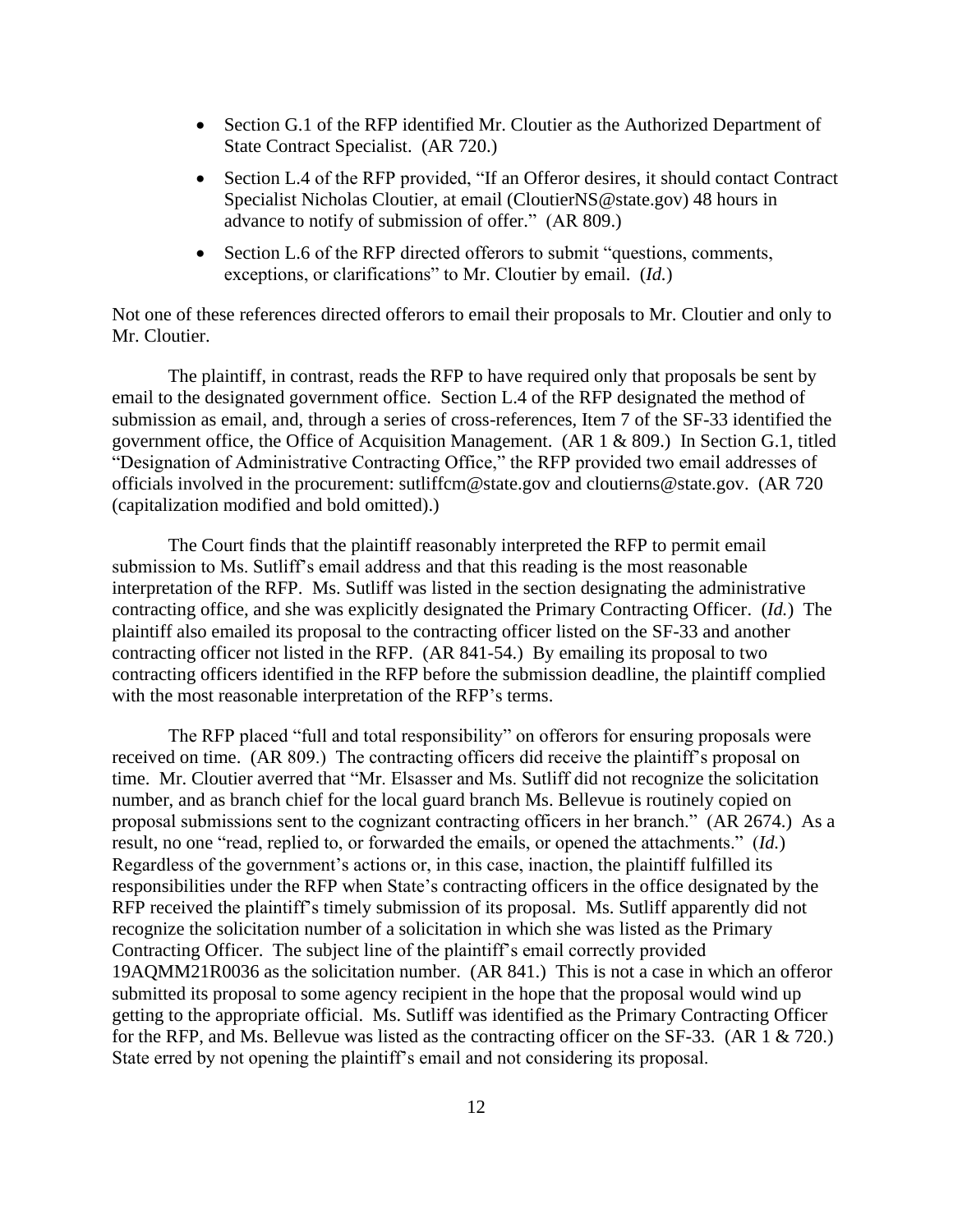- Section G.1 of the RFP identified Mr. Cloutier as the Authorized Department of State Contract Specialist. (AR 720.)
- Section L.4 of the RFP provided, "If an Offeror desires, it should contact Contract Specialist Nicholas Cloutier, at email (CloutierNS@state.gov) 48 hours in advance to notify of submission of offer." (AR 809.)
- Section L.6 of the RFP directed offerors to submit "questions, comments, exceptions, or clarifications" to Mr. Cloutier by email. (*Id.*)

Not one of these references directed offerors to email their proposals to Mr. Cloutier and only to Mr. Cloutier.

The plaintiff, in contrast, reads the RFP to have required only that proposals be sent by email to the designated government office. Section L.4 of the RFP designated the method of submission as email, and, through a series of cross-references, Item 7 of the SF-33 identified the government office, the Office of Acquisition Management. (AR 1 & 809.) In Section G.1, titled "Designation of Administrative Contracting Office," the RFP provided two email addresses of officials involved in the procurement: sutliffcm@state.gov and cloutierns@state.gov. (AR 720 (capitalization modified and bold omitted).)

The Court finds that the plaintiff reasonably interpreted the RFP to permit email submission to Ms. Sutliff's email address and that this reading is the most reasonable interpretation of the RFP. Ms. Sutliff was listed in the section designating the administrative contracting office, and she was explicitly designated the Primary Contracting Officer. (*Id.*) The plaintiff also emailed its proposal to the contracting officer listed on the SF-33 and another contracting officer not listed in the RFP. (AR 841-54.) By emailing its proposal to two contracting officers identified in the RFP before the submission deadline, the plaintiff complied with the most reasonable interpretation of the RFP's terms.

The RFP placed "full and total responsibility" on offerors for ensuring proposals were received on time. (AR 809.) The contracting officers did receive the plaintiff's proposal on time. Mr. Cloutier averred that "Mr. Elsasser and Ms. Sutliff did not recognize the solicitation number, and as branch chief for the local guard branch Ms. Bellevue is routinely copied on proposal submissions sent to the cognizant contracting officers in her branch." (AR 2674.) As a result, no one "read, replied to, or forwarded the emails, or opened the attachments." (*Id.*) Regardless of the government's actions or, in this case, inaction, the plaintiff fulfilled its responsibilities under the RFP when State's contracting officers in the office designated by the RFP received the plaintiff's timely submission of its proposal. Ms. Sutliff apparently did not recognize the solicitation number of a solicitation in which she was listed as the Primary Contracting Officer. The subject line of the plaintiff's email correctly provided 19AQMM21R0036 as the solicitation number. (AR 841.) This is not a case in which an offeror submitted its proposal to some agency recipient in the hope that the proposal would wind up getting to the appropriate official. Ms. Sutliff was identified as the Primary Contracting Officer for the RFP, and Ms. Bellevue was listed as the contracting officer on the SF-33. (AR 1 & 720.) State erred by not opening the plaintiff's email and not considering its proposal.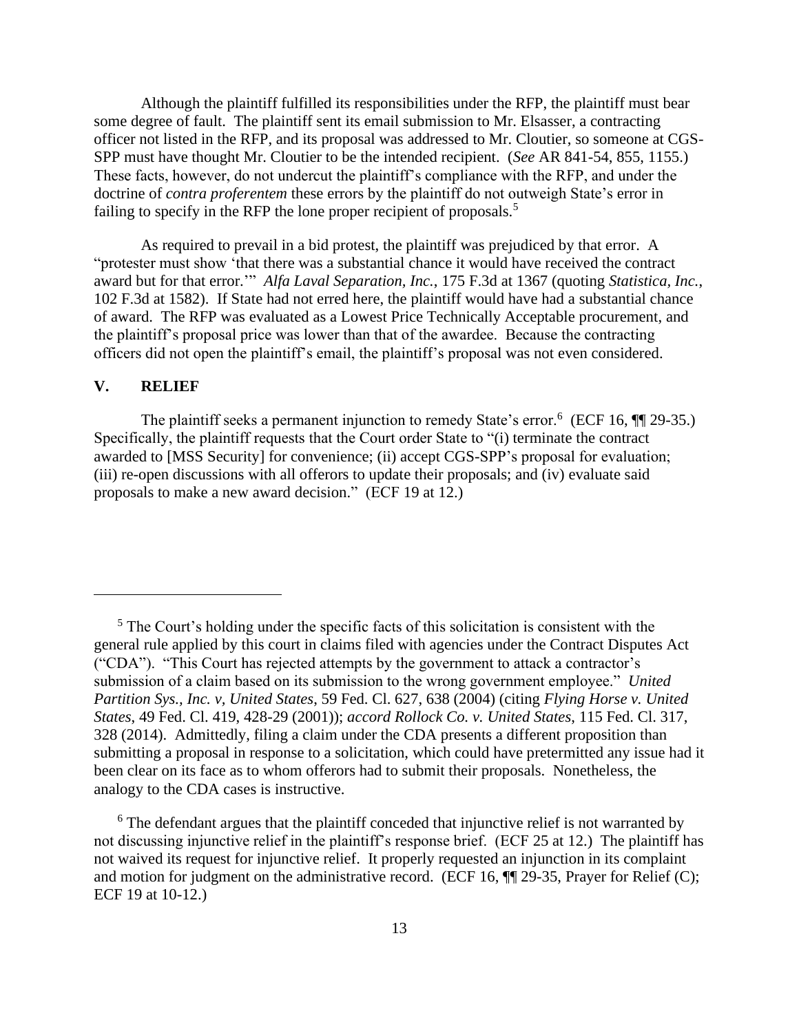Although the plaintiff fulfilled its responsibilities under the RFP, the plaintiff must bear some degree of fault. The plaintiff sent its email submission to Mr. Elsasser, a contracting officer not listed in the RFP, and its proposal was addressed to Mr. Cloutier, so someone at CGS-SPP must have thought Mr. Cloutier to be the intended recipient. (*See* AR 841-54, 855, 1155.) These facts, however, do not undercut the plaintiff's compliance with the RFP, and under the doctrine of *contra proferentem* these errors by the plaintiff do not outweigh State's error in failing to specify in the RFP the lone proper recipient of proposals.[5]

As required to prevail in a bid protest, the plaintiff was prejudiced by that error. A "protester must show 'that there was a substantial chance it would have received the contract award but for that error.'" *Alfa Laval Separation, Inc.*, 175 F.3d at 1367 (quoting *Statistica, Inc.*, 102 F.3d at 1582). If State had not erred here, the plaintiff would have had a substantial chance of award. The RFP was evaluated as a Lowest Price Technically Acceptable procurement, and the plaintiff's proposal price was lower than that of the awardee. Because the contracting officers did not open the plaintiff's email, the plaintiff's proposal was not even considered.

## V. RELIEF

The plaintiff seeks a permanent injunction to remedy State's error.[6] (ECF 16, ¶¶ 29-35.) Specifically, the plaintiff requests that the Court order State to "(i) terminate the contract awarded to [MSS Security] for convenience; (ii) accept CGS-SPP's proposal for evaluation; (iii) re-open discussions with all offerors to update their proposals; and (iv) evaluate said proposals to make a new award decision." (ECF 19 at 12.)

---

[5] The Court's holding under the specific facts of this solicitation is consistent with the general rule applied by this court in claims filed with agencies under the Contract Disputes Act ("CDA"). "This Court has rejected attempts by the government to attack a contractor's submission of a claim based on its submission to the wrong government employee." *United Partition Sys., Inc. v, United States*, 59 Fed. Cl. 627, 638 (2004) (citing *Flying Horse v. United States*, 49 Fed. Cl. 419, 428-29 (2001)); *accord Rollock Co. v. United States*, 115 Fed. Cl. 317, 328 (2014). Admittedly, filing a claim under the CDA presents a different proposition than submitting a proposal in response to a solicitation, which could have pretermitted any issue had it been clear on its face as to whom offerors had to submit their proposals. Nonetheless, the analogy to the CDA cases is instructive.

[6] The defendant argues that the plaintiff conceded that injunctive relief is not warranted by not discussing injunctive relief in the plaintiff's response brief. (ECF 25 at 12.) The plaintiff has not waived its request for injunctive relief. It properly requested an injunction in its complaint and motion for judgment on the administrative record. (ECF 16, ¶¶ 29-35, Prayer for Relief (C); ECF 19 at 10-12.)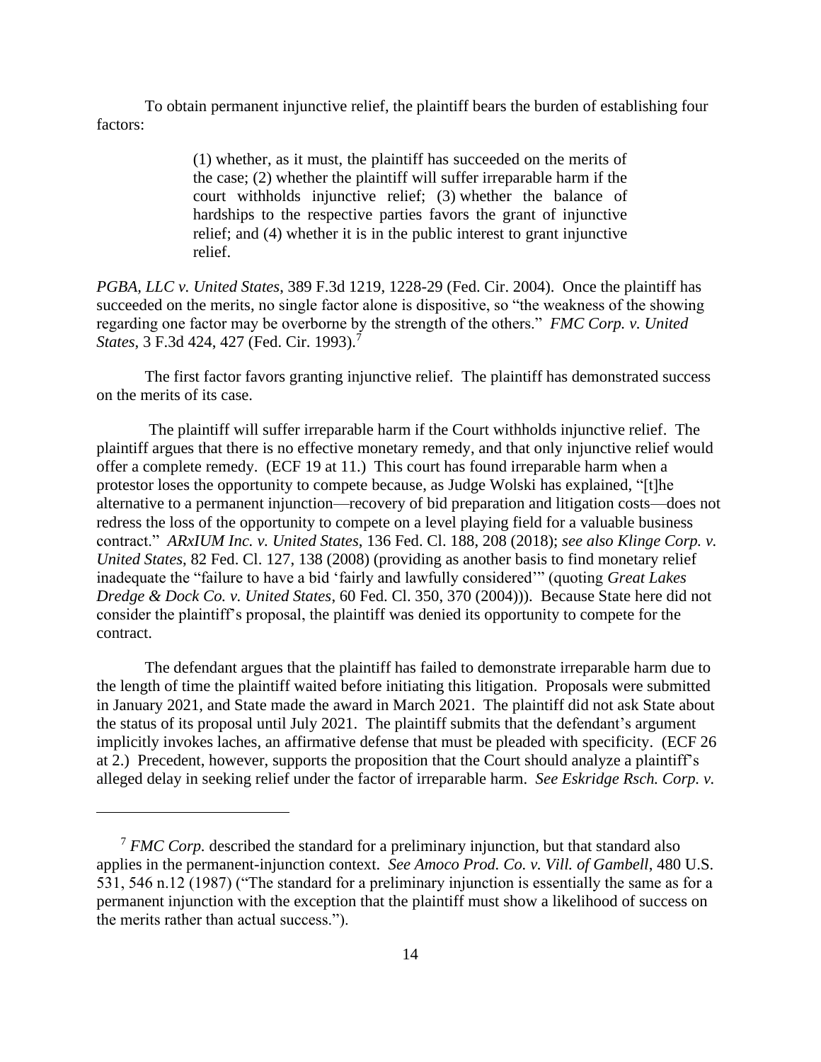To obtain permanent injunctive relief, the plaintiff bears the burden of establishing four factors:

> (1) whether, as it must, the plaintiff has succeeded on the merits of the case; (2) whether the plaintiff will suffer irreparable harm if the court withholds injunctive relief; (3) whether the balance of hardships to the respective parties favors the grant of injunctive relief; and (4) whether it is in the public interest to grant injunctive relief.

*PGBA, LLC v. United States*, 389 F.3d 1219, 1228-29 (Fed. Cir. 2004). Once the plaintiff has succeeded on the merits, no single factor alone is dispositive, so "the weakness of the showing regarding one factor may be overborne by the strength of the others." *FMC Corp. v. United States*, 3 F.3d 424, 427 (Fed. Cir. 1993).[7]

The first factor favors granting injunctive relief. The plaintiff has demonstrated success on the merits of its case.

The plaintiff will suffer irreparable harm if the Court withholds injunctive relief. The plaintiff argues that there is no effective monetary remedy, and that only injunctive relief would offer a complete remedy. (ECF 19 at 11.) This court has found irreparable harm when a protestor loses the opportunity to compete because, as Judge Wolski has explained, "[t]he alternative to a permanent injunction—recovery of bid preparation and litigation costs—does not redress the loss of the opportunity to compete on a level playing field for a valuable business contract." *ARxIUM Inc. v. United States*, 136 Fed. Cl. 188, 208 (2018); *see also Klinge Corp. v. United States*, 82 Fed. Cl. 127, 138 (2008) (providing as another basis to find monetary relief inadequate the "failure to have a bid 'fairly and lawfully considered'" (quoting *Great Lakes Dredge & Dock Co. v. United States*, 60 Fed. Cl. 350, 370 (2004))). Because State here did not consider the plaintiff's proposal, the plaintiff was denied its opportunity to compete for the contract.

The defendant argues that the plaintiff has failed to demonstrate irreparable harm due to the length of time the plaintiff waited before initiating this litigation. Proposals were submitted in January 2021, and State made the award in March 2021. The plaintiff did not ask State about the status of its proposal until July 2021. The plaintiff submits that the defendant's argument implicitly invokes laches, an affirmative defense that must be pleaded with specificity. (ECF 26 at 2.) Precedent, however, supports the proposition that the Court should analyze a plaintiff's alleged delay in seeking relief under the factor of irreparable harm. *See Eskridge Rsch. Corp. v.*

---

[7] *FMC Corp.* described the standard for a preliminary injunction, but that standard also applies in the permanent-injunction context. *See Amoco Prod. Co. v. Vill. of Gambell*, 480 U.S. 531, 546 n.12 (1987) ("The standard for a preliminary injunction is essentially the same as for a permanent injunction with the exception that the plaintiff must show a likelihood of success on the merits rather than actual success.").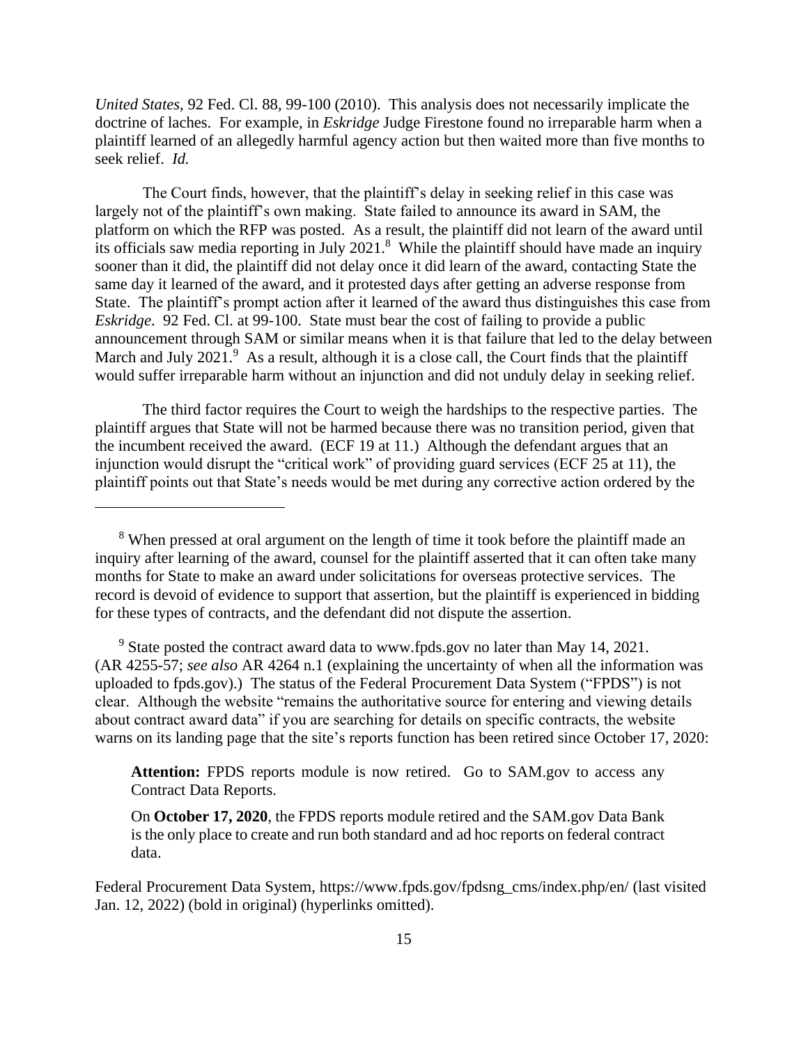*United States*, 92 Fed. Cl. 88, 99-100 (2010). This analysis does not necessarily implicate the doctrine of laches. For example, in *Eskridge* Judge Firestone found no irreparable harm when a plaintiff learned of an allegedly harmful agency action but then waited more than five months to seek relief. *Id.*

The Court finds, however, that the plaintiff's delay in seeking relief in this case was largely not of the plaintiff's own making. State failed to announce its award in SAM, the platform on which the RFP was posted. As a result, the plaintiff did not learn of the award until its officials saw media reporting in July 2021.[8] While the plaintiff should have made an inquiry sooner than it did, the plaintiff did not delay once it did learn of the award, contacting State the same day it learned of the award, and it protested days after getting an adverse response from State. The plaintiff's prompt action after it learned of the award thus distinguishes this case from *Eskridge*. 92 Fed. Cl. at 99-100. State must bear the cost of failing to provide a public announcement through SAM or similar means when it is that failure that led to the delay between March and July 2021.[9] As a result, although it is a close call, the Court finds that the plaintiff would suffer irreparable harm without an injunction and did not unduly delay in seeking relief.

The third factor requires the Court to weigh the hardships to the respective parties. The plaintiff argues that State will not be harmed because there was no transition period, given that the incumbent received the award. (ECF 19 at 11.) Although the defendant argues that an injunction would disrupt the "critical work" of providing guard services (ECF 25 at 11), the plaintiff points out that State's needs would be met during any corrective action ordered by the

---

[8] When pressed at oral argument on the length of time it took before the plaintiff made an inquiry after learning of the award, counsel for the plaintiff asserted that it can often take many months for State to make an award under solicitations for overseas protective services. The record is devoid of evidence to support that assertion, but the plaintiff is experienced in bidding for these types of contracts, and the defendant did not dispute the assertion.

[9] State posted the contract award data to www.fpds.gov no later than May 14, 2021. (AR 4255-57; *see also* AR 4264 n.1 (explaining the uncertainty of when all the information was uploaded to fpds.gov).) The status of the Federal Procurement Data System ("FPDS") is not clear. Although the website "remains the authoritative source for entering and viewing details about contract award data" if you are searching for details on specific contracts, the website warns on its landing page that the site's reports function has been retired since October 17, 2020:

> **Attention:** FPDS reports module is now retired. Go to SAM.gov to access any Contract Data Reports.
>
> On **October 17, 2020**, the FPDS reports module retired and the SAM.gov Data Bank is the only place to create and run both standard and ad hoc reports on federal contract data.

Federal Procurement Data System, https://www.fpds.gov/fpdsng_cms/index.php/en/ (last visited Jan. 12, 2022) (bold in original) (hyperlinks omitted).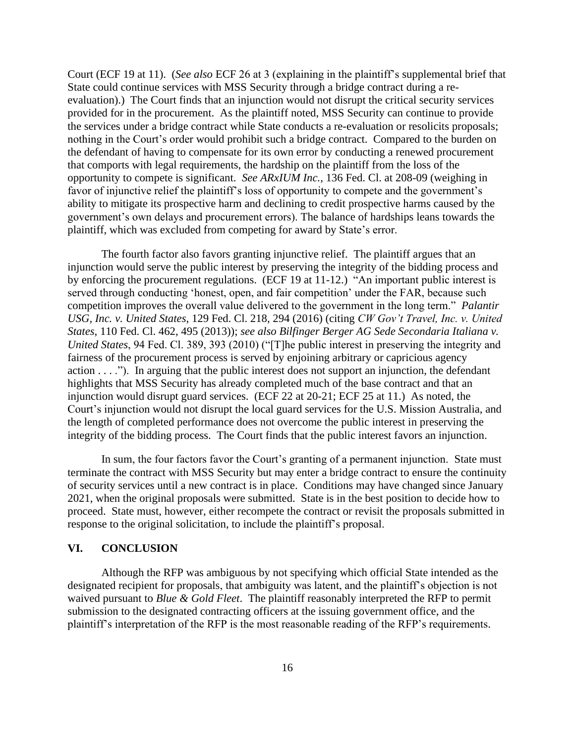Court (ECF 19 at 11). (*See also* ECF 26 at 3 (explaining in the plaintiff's supplemental brief that State could continue services with MSS Security through a bridge contract during a re-evaluation).) The Court finds that an injunction would not disrupt the critical security services provided for in the procurement. As the plaintiff noted, MSS Security can continue to provide the services under a bridge contract while State conducts a re-evaluation or resolicits proposals; nothing in the Court's order would prohibit such a bridge contract. Compared to the burden on the defendant of having to compensate for its own error by conducting a renewed procurement that comports with legal requirements, the hardship on the plaintiff from the loss of the opportunity to compete is significant. *See ARxIUM Inc.*, 136 Fed. Cl. at 208-09 (weighing in favor of injunctive relief the plaintiff's loss of opportunity to compete and the government's ability to mitigate its prospective harm and declining to credit prospective harms caused by the government's own delays and procurement errors). The balance of hardships leans towards the plaintiff, which was excluded from competing for award by State's error.

The fourth factor also favors granting injunctive relief. The plaintiff argues that an injunction would serve the public interest by preserving the integrity of the bidding process and by enforcing the procurement regulations. (ECF 19 at 11-12.) "An important public interest is served through conducting 'honest, open, and fair competition' under the FAR, because such competition improves the overall value delivered to the government in the long term." *Palantir USG, Inc. v. United States*, 129 Fed. Cl. 218, 294 (2016) (citing *CW Gov't Travel, Inc. v. United States*, 110 Fed. Cl. 462, 495 (2013)); *see also Bilfinger Berger AG Sede Secondaria Italiana v. United States*, 94 Fed. Cl. 389, 393 (2010) ("[T]he public interest in preserving the integrity and fairness of the procurement process is served by enjoining arbitrary or capricious agency action . . . ."). In arguing that the public interest does not support an injunction, the defendant highlights that MSS Security has already completed much of the base contract and that an injunction would disrupt guard services. (ECF 22 at 20-21; ECF 25 at 11.) As noted, the Court's injunction would not disrupt the local guard services for the U.S. Mission Australia, and the length of completed performance does not overcome the public interest in preserving the integrity of the bidding process. The Court finds that the public interest favors an injunction.

In sum, the four factors favor the Court's granting of a permanent injunction. State must terminate the contract with MSS Security but may enter a bridge contract to ensure the continuity of security services until a new contract is in place. Conditions may have changed since January 2021, when the original proposals were submitted. State is in the best position to decide how to proceed. State must, however, either recompete the contract or revisit the proposals submitted in response to the original solicitation, to include the plaintiff's proposal.

## VI. CONCLUSION

Although the RFP was ambiguous by not specifying which official State intended as the designated recipient for proposals, that ambiguity was latent, and the plaintiff's objection is not waived pursuant to *Blue & Gold Fleet*. The plaintiff reasonably interpreted the RFP to permit submission to the designated contracting officers at the issuing government office, and the plaintiff's interpretation of the RFP is the most reasonable reading of the RFP's requirements.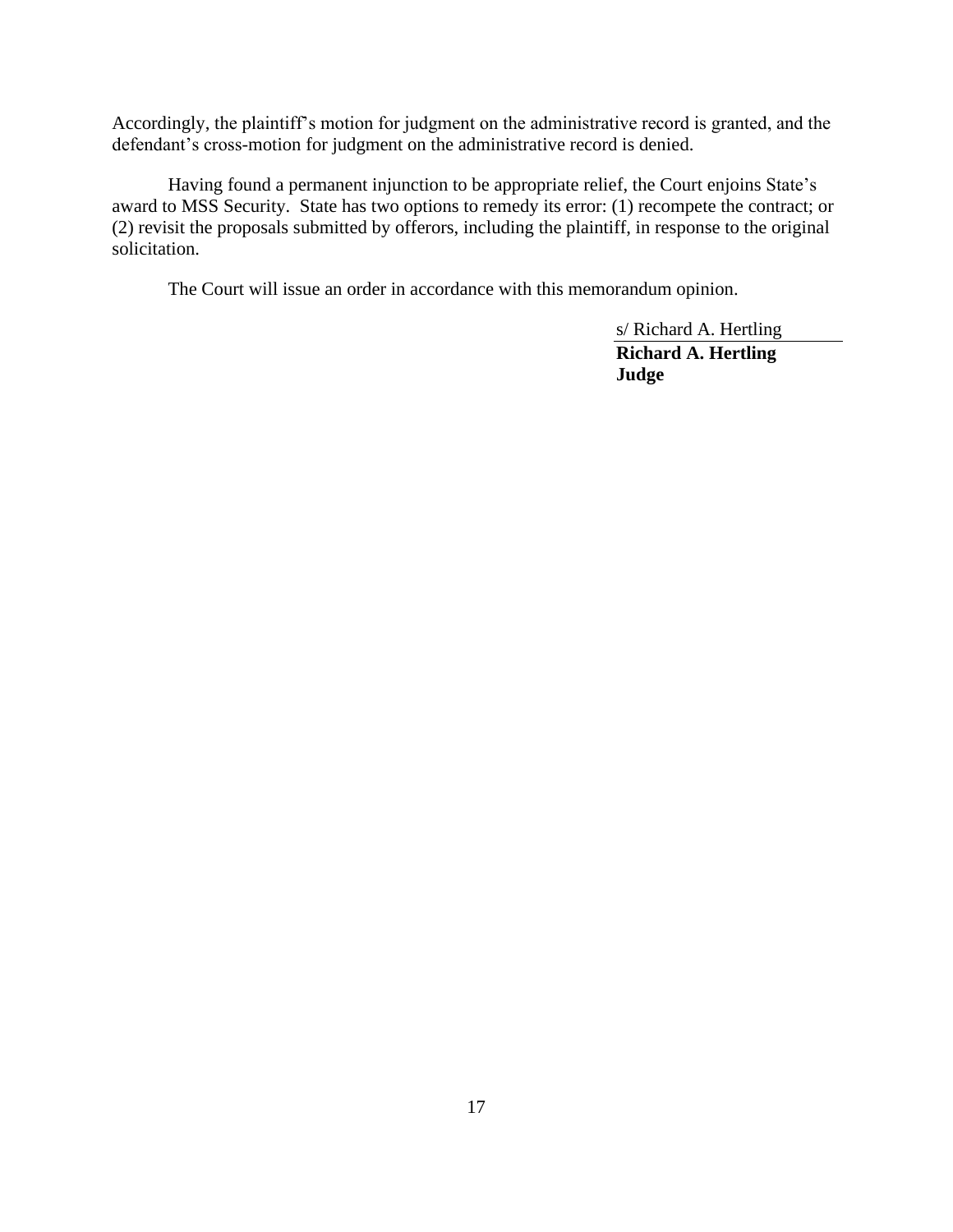Accordingly, the plaintiff's motion for judgment on the administrative record is granted, and the defendant's cross-motion for judgment on the administrative record is denied.

Having found a permanent injunction to be appropriate relief, the Court enjoins State's award to MSS Security. State has two options to remedy its error: (1) recompete the contract; or (2) revisit the proposals submitted by offerors, including the plaintiff, in response to the original solicitation.

The Court will issue an order in accordance with this memorandum opinion.

s/ Richard A. Hertling

**Richard A. Hertling**
**Judge**